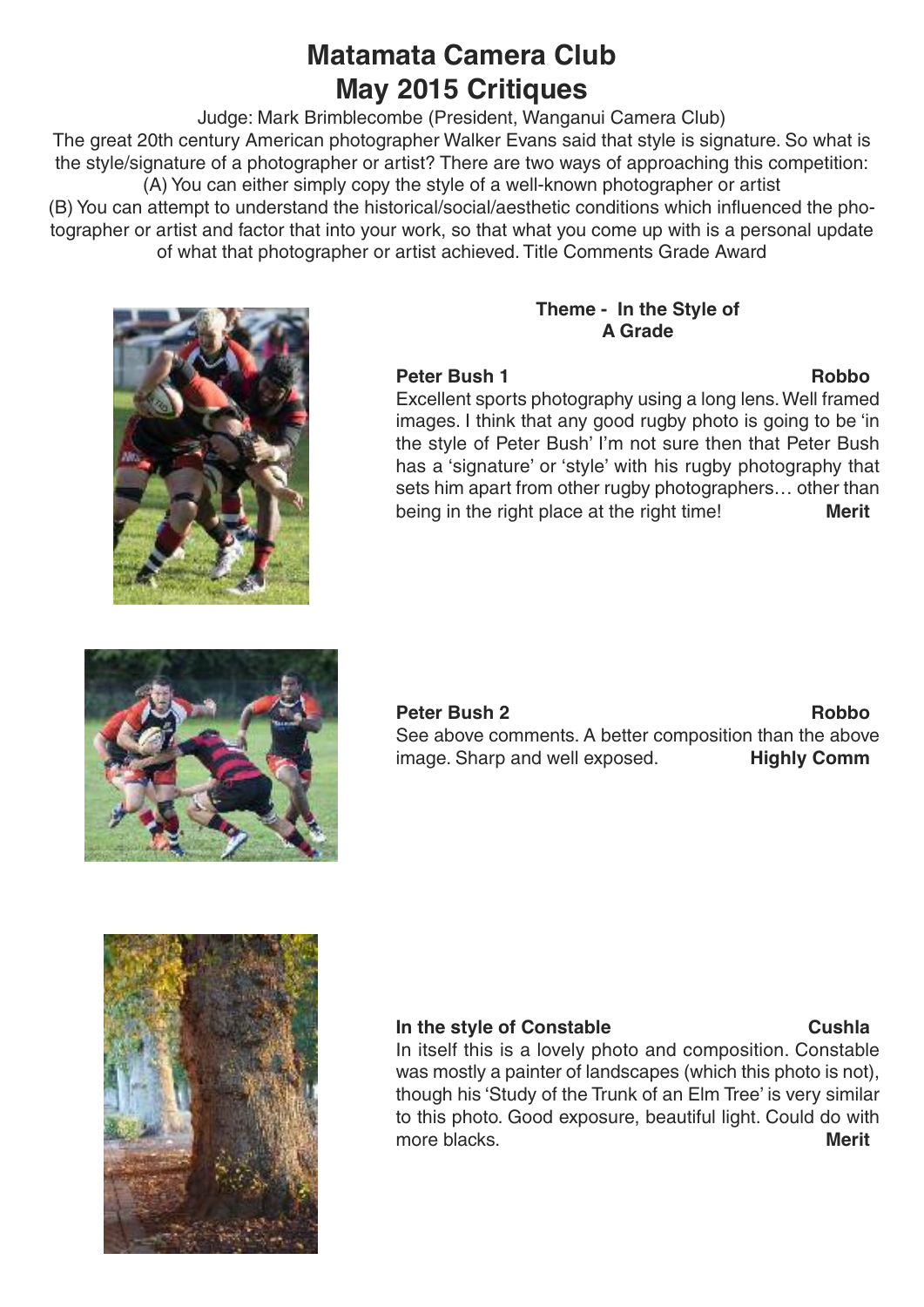# Matamata Camera Club
# May 2015 Critiques

Judge: Mark Brimblecombe (President, Wanganui Camera Club)

The great 20th century American photographer Walker Evans said that style is signature. So what is the style/signature of a photographer or artist? There are two ways of approaching this competition:
(A) You can either simply copy the style of a well-known photographer or artist
(B) You can attempt to understand the historical/social/aesthetic conditions which influenced the photographer or artist and factor that into your work, so that what you come up with is a personal update of what that photographer or artist achieved. Title Comments Grade Award

**Theme - In the Style of**
**A Grade**

**Peter Bush 1** **Robbo**
Excellent sports photography using a long lens. Well framed images. I think that any good rugby photo is going to be 'in the style of Peter Bush' I'm not sure then that Peter Bush has a 'signature' or 'style' with his rugby photography that sets him apart from other rugby photographers… other than being in the right place at the right time! **Merit**

**Peter Bush 2** **Robbo**
See above comments. A better composition than the above image. Sharp and well exposed. **Highly Comm**

**In the style of Constable** **Cushla**
In itself this is a lovely photo and composition. Constable was mostly a painter of landscapes (which this photo is not), though his 'Study of the Trunk of an Elm Tree' is very similar to this photo. Good exposure, beautiful light. Could do with more blacks. **Merit**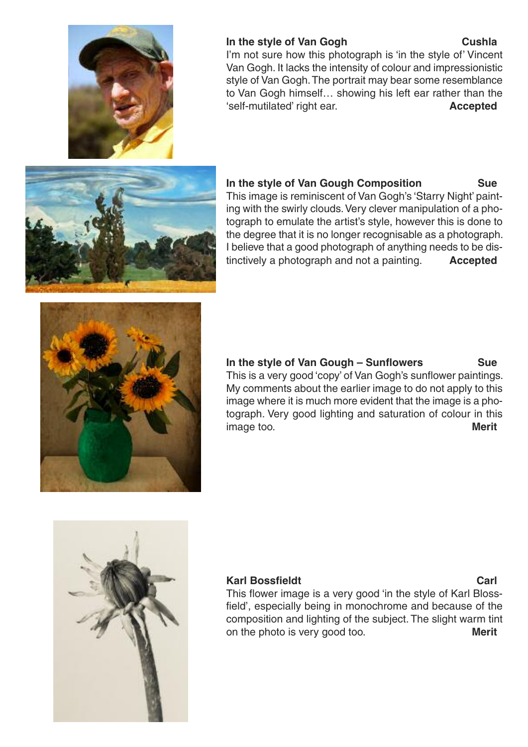**In the style of Van Gogh** **Cushla**

I'm not sure how this photograph is 'in the style of' Vincent Van Gogh. It lacks the intensity of colour and impressionistic style of Van Gogh. The portrait may bear some resemblance to Van Gogh himself… showing his left ear rather than the 'self-mutilated' right ear. **Accepted**

**In the style of Van Gough Composition** **Sue**

This image is reminiscent of Van Gogh's 'Starry Night' painting with the swirly clouds. Very clever manipulation of a photograph to emulate the artist's style, however this is done to the degree that it is no longer recognisable as a photograph. I believe that a good photograph of anything needs to be distinctively a photograph and not a painting. **Accepted**

**In the style of Van Gough – Sunflowers** **Sue**

This is a very good 'copy' of Van Gogh's sunflower paintings. My comments about the earlier image to do not apply to this image where it is much more evident that the image is a photograph. Very good lighting and saturation of colour in this image too. **Merit**

**Karl Bossfieldt** **Carl**

This flower image is a very good 'in the style of Karl Blossfield', especially being in monochrome and because of the composition and lighting of the subject. The slight warm tint on the photo is very good too. **Merit**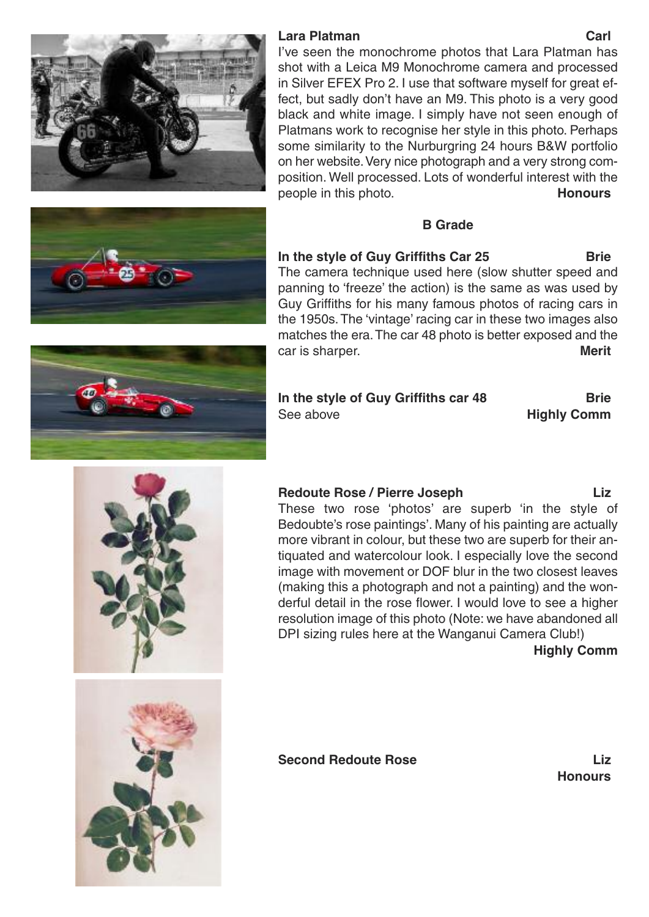**Lara Platman** **Carl**

I've seen the monochrome photos that Lara Platman has shot with a Leica M9 Monochrome camera and processed in Silver EFEX Pro 2. I use that software myself for great effect, but sadly don't have an M9. This photo is a very good black and white image. I simply have not seen enough of Platmans work to recognise her style in this photo. Perhaps some similarity to the Nurburgring 24 hours B&W portfolio on her website. Very nice photograph and a very strong composition. Well processed. Lots of wonderful interest with the people in this photo. **Honours**

## B Grade

**In the style of Guy Griffiths Car 25** **Brie**

The camera technique used here (slow shutter speed and panning to 'freeze' the action) is the same as was used by Guy Griffiths for his many famous photos of racing cars in the 1950s. The 'vintage' racing car in these two images also matches the era. The car 48 photo is better exposed and the car is sharper. **Merit**

**In the style of Guy Griffiths car 48** **Brie**

See above **Highly Comm**

**Redoute Rose / Pierre Joseph** **Liz**

These two rose 'photos' are superb 'in the style of Bedoubte's rose paintings'. Many of his painting are actually more vibrant in colour, but these two are superb for their antiquated and watercolour look. I especially love the second image with movement or DOF blur in the two closest leaves (making this a photograph and not a painting) and the wonderful detail in the rose flower. I would love to see a higher resolution image of this photo (Note: we have abandoned all DPI sizing rules here at the Wanganui Camera Club!)

**Highly Comm**

**Second Redoute Rose** **Liz**

**Honours**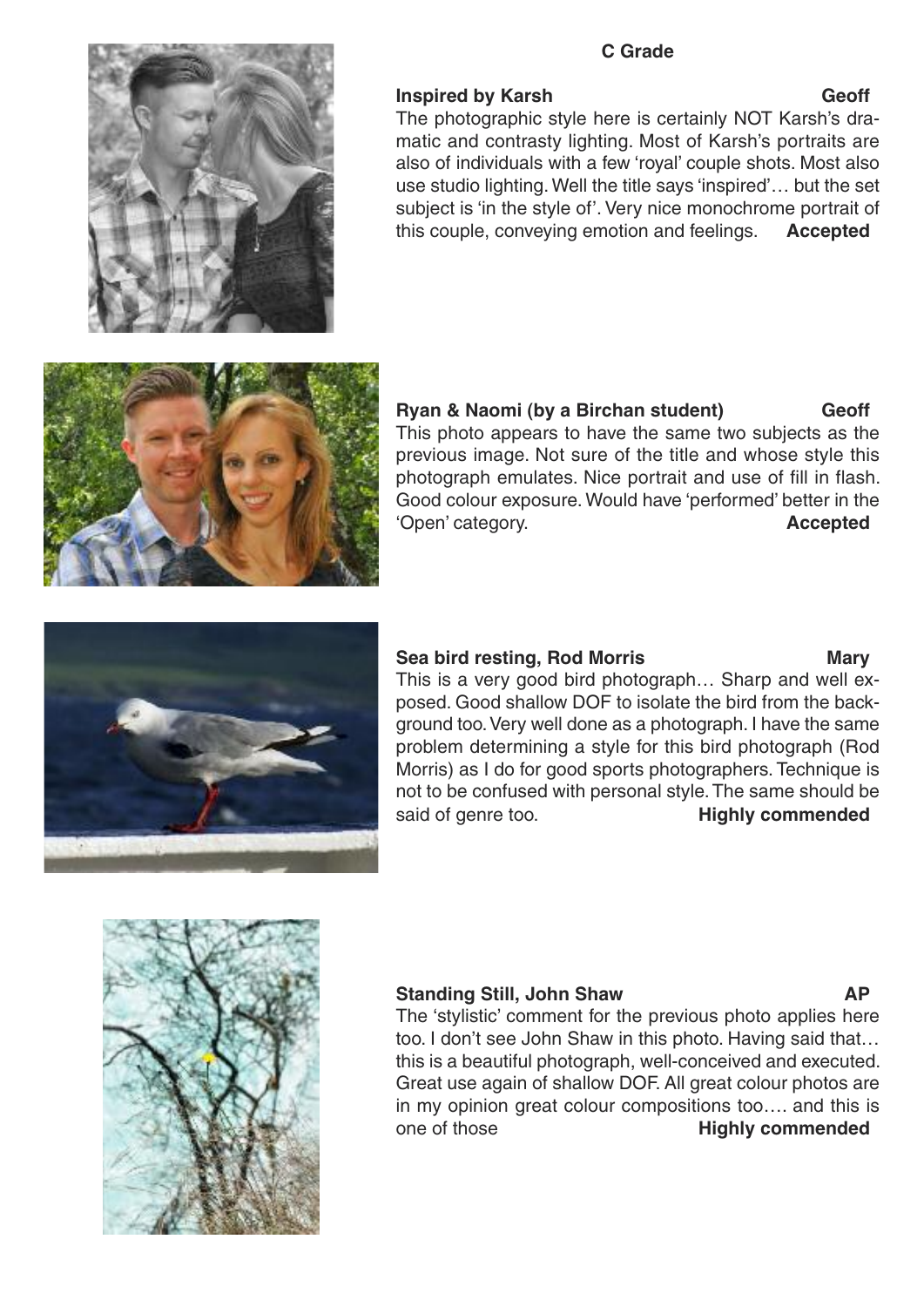## C Grade

**Inspired by Karsh** **Geoff**

The photographic style here is certainly NOT Karsh's dramatic and contrasty lighting. Most of Karsh's portraits are also of individuals with a few 'royal' couple shots. Most also use studio lighting. Well the title says 'inspired'… but the set subject is 'in the style of'. Very nice monochrome portrait of this couple, conveying emotion and feelings. **Accepted**

**Ryan & Naomi (by a Birchan student)** **Geoff**

This photo appears to have the same two subjects as the previous image. Not sure of the title and whose style this photograph emulates. Nice portrait and use of fill in flash. Good colour exposure. Would have 'performed' better in the 'Open' category. **Accepted**

**Sea bird resting, Rod Morris** **Mary**

This is a very good bird photograph… Sharp and well exposed. Good shallow DOF to isolate the bird from the background too. Very well done as a photograph. I have the same problem determining a style for this bird photograph (Rod Morris) as I do for good sports photographers. Technique is not to be confused with personal style. The same should be said of genre too. **Highly commended**

**Standing Still, John Shaw** **AP**

The 'stylistic' comment for the previous photo applies here too. I don't see John Shaw in this photo. Having said that… this is a beautiful photograph, well-conceived and executed. Great use again of shallow DOF. All great colour photos are in my opinion great colour compositions too…. and this is one of those **Highly commended**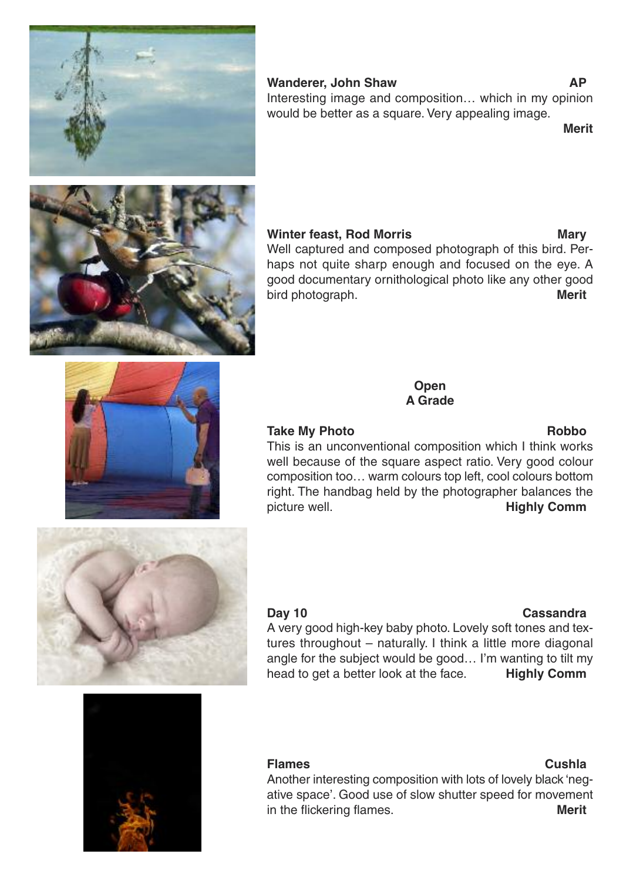**Wanderer, John Shaw** **AP**

Interesting image and composition… which in my opinion would be better as a square. Very appealing image.

**Merit**

**Winter feast, Rod Morris** **Mary**

Well captured and composed photograph of this bird. Perhaps not quite sharp enough and focused on the eye. A good documentary ornithological photo like any other good bird photograph. **Merit**

## Open
## A Grade

**Take My Photo** **Robbo**

This is an unconventional composition which I think works well because of the square aspect ratio. Very good colour composition too… warm colours top left, cool colours bottom right. The handbag held by the photographer balances the picture well. **Highly Comm**

**Day 10** **Cassandra**

A very good high-key baby photo. Lovely soft tones and textures throughout – naturally. I think a little more diagonal angle for the subject would be good… I'm wanting to tilt my head to get a better look at the face. **Highly Comm**

**Flames** **Cushla**

Another interesting composition with lots of lovely black 'negative space'. Good use of slow shutter speed for movement in the flickering flames. **Merit**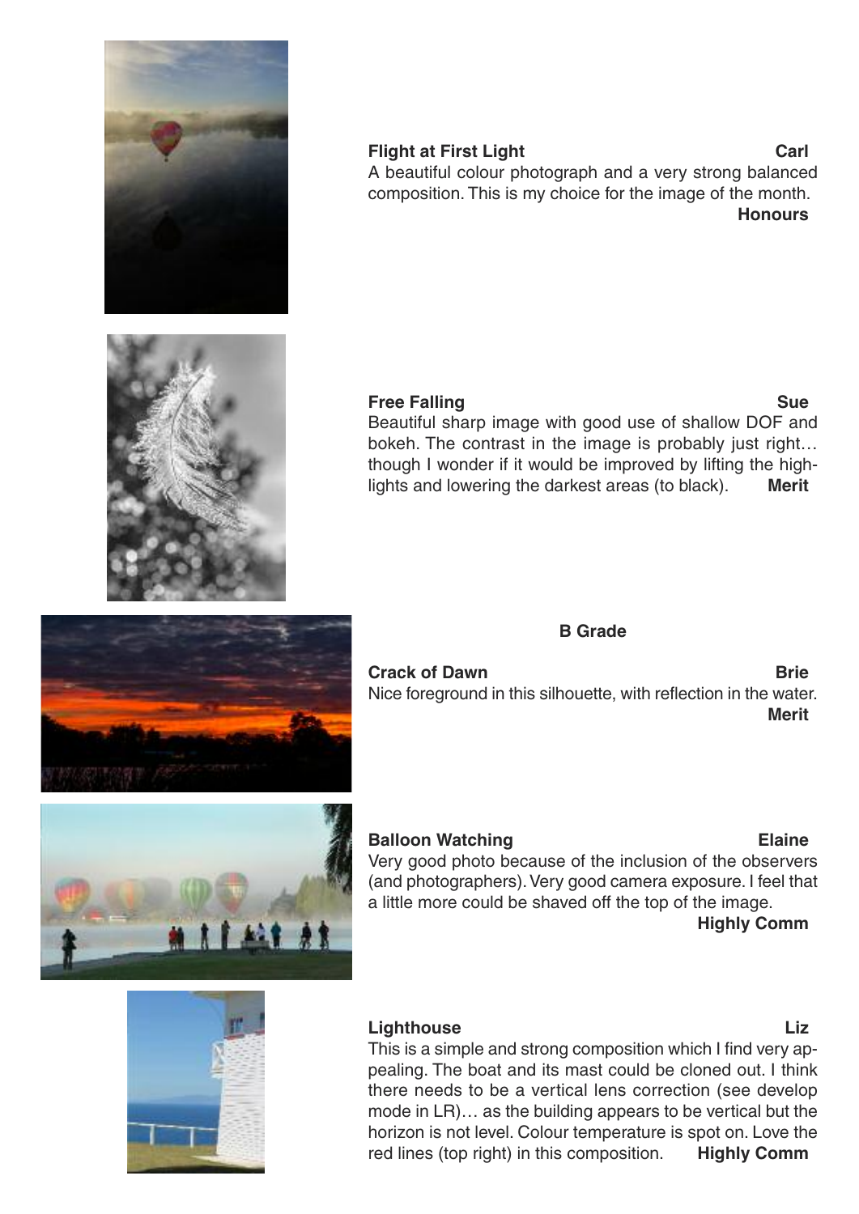**Flight at First Light** **Carl**

A beautiful colour photograph and a very strong balanced composition. This is my choice for the image of the month.

**Honours**

**Free Falling** **Sue**

Beautiful sharp image with good use of shallow DOF and bokeh. The contrast in the image is probably just right… though I wonder if it would be improved by lifting the highlights and lowering the darkest areas (to black). **Merit**

## B Grade

**Crack of Dawn** **Brie**

Nice foreground in this silhouette, with reflection in the water.

**Merit**

**Balloon Watching** **Elaine**

Very good photo because of the inclusion of the observers (and photographers). Very good camera exposure. I feel that a little more could be shaved off the top of the image.

**Highly Comm**

**Lighthouse** **Liz**

This is a simple and strong composition which I find very appealing. The boat and its mast could be cloned out. I think there needs to be a vertical lens correction (see develop mode in LR)… as the building appears to be vertical but the horizon is not level. Colour temperature is spot on. Love the red lines (top right) in this composition. **Highly Comm**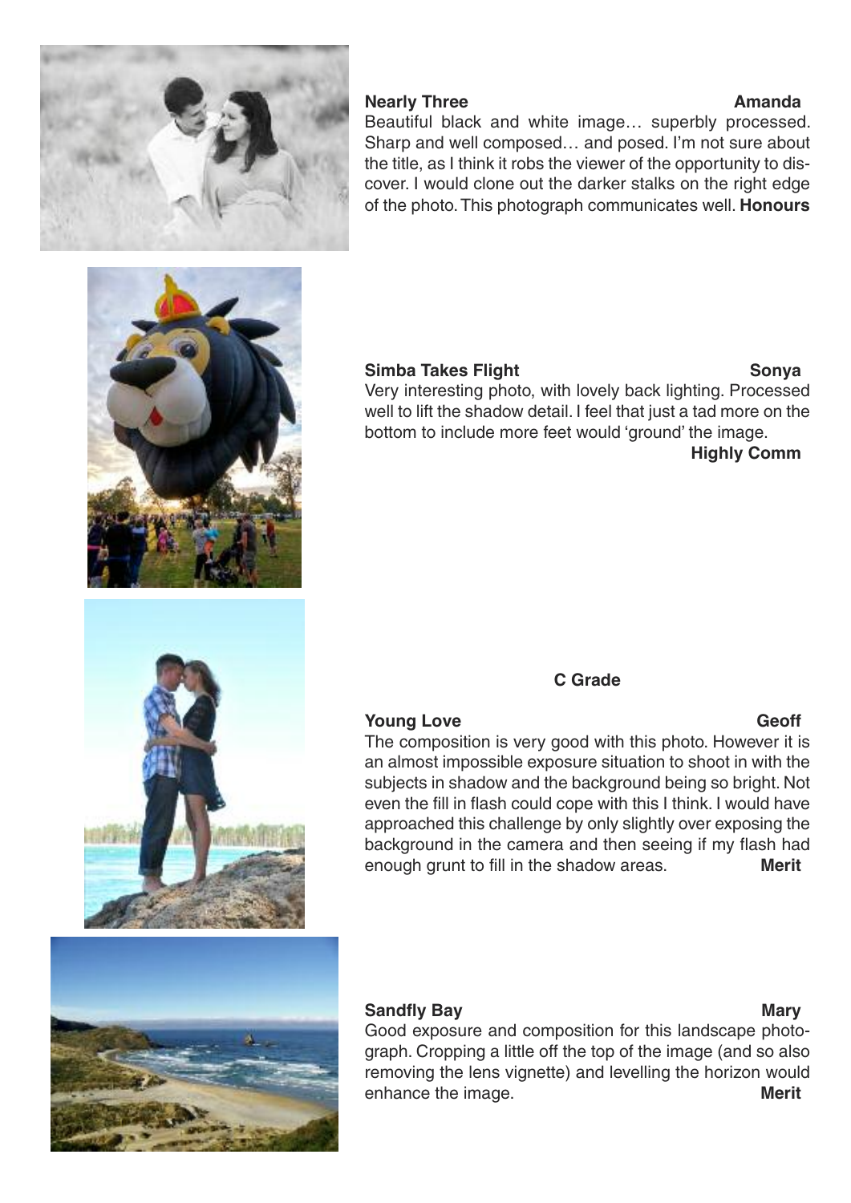**Nearly Three** **Amanda**

Beautiful black and white image… superbly processed. Sharp and well composed… and posed. I'm not sure about the title, as I think it robs the viewer of the opportunity to discover. I would clone out the darker stalks on the right edge of the photo. This photograph communicates well. **Honours**

**Simba Takes Flight** **Sonya**

Very interesting photo, with lovely back lighting. Processed well to lift the shadow detail. I feel that just a tad more on the bottom to include more feet would 'ground' the image.

**Highly Comm**

## C Grade

**Young Love** **Geoff**

The composition is very good with this photo. However it is an almost impossible exposure situation to shoot in with the subjects in shadow and the background being so bright. Not even the fill in flash could cope with this I think. I would have approached this challenge by only slightly over exposing the background in the camera and then seeing if my flash had enough grunt to fill in the shadow areas. **Merit**

**Sandfly Bay** **Mary**

Good exposure and composition for this landscape photograph. Cropping a little off the top of the image (and so also removing the lens vignette) and levelling the horizon would enhance the image. **Merit**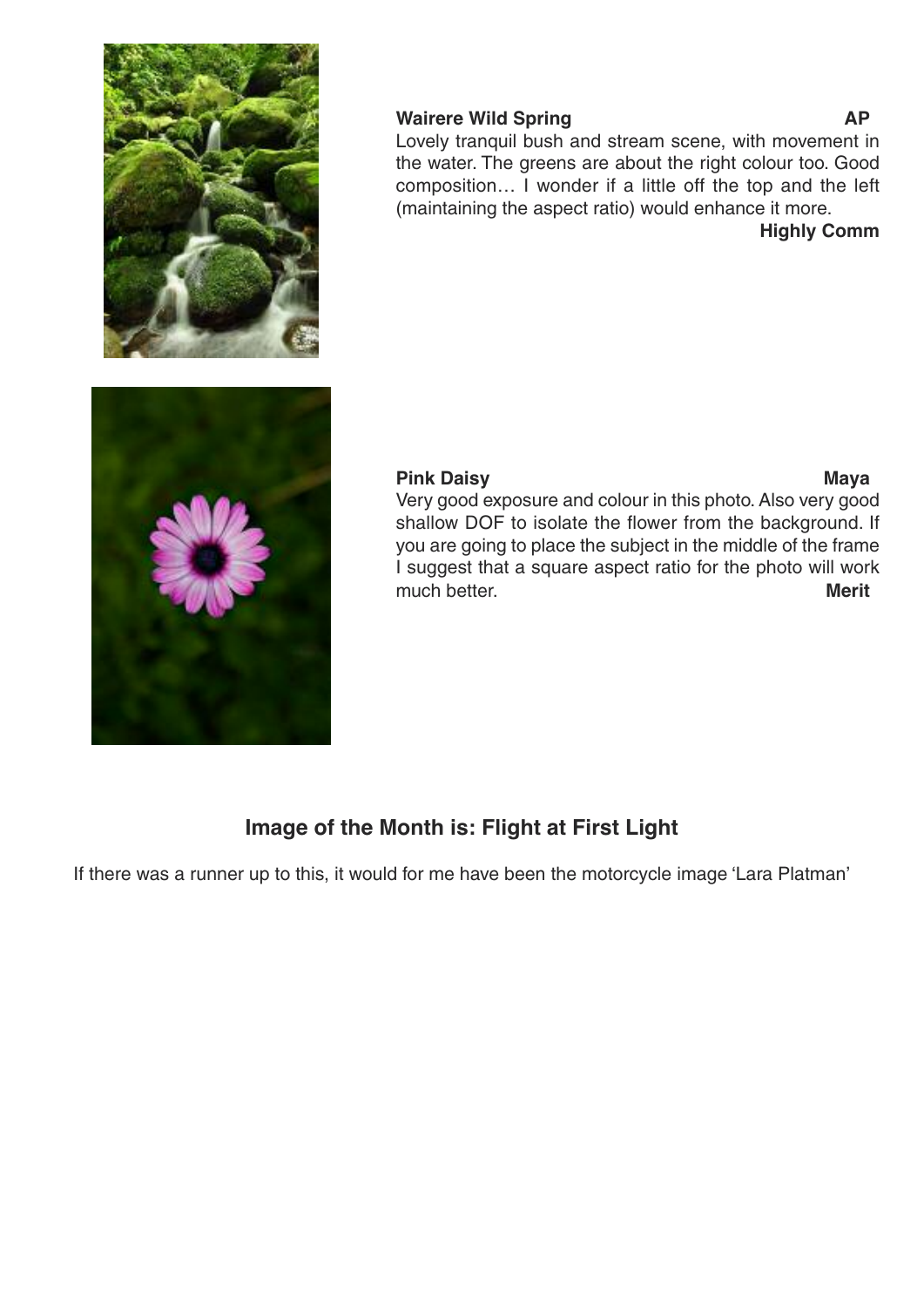**Wairere Wild Spring** **AP**

Lovely tranquil bush and stream scene, with movement in the water. The greens are about the right colour too. Good composition… I wonder if a little off the top and the left (maintaining the aspect ratio) would enhance it more.

**Highly Comm**

**Pink Daisy** **Maya**

Very good exposure and colour in this photo. Also very good shallow DOF to isolate the flower from the background. If you are going to place the subject in the middle of the frame I suggest that a square aspect ratio for the photo will work much better. **Merit**

## Image of the Month is: Flight at First Light

If there was a runner up to this, it would for me have been the motorcycle image 'Lara Platman'